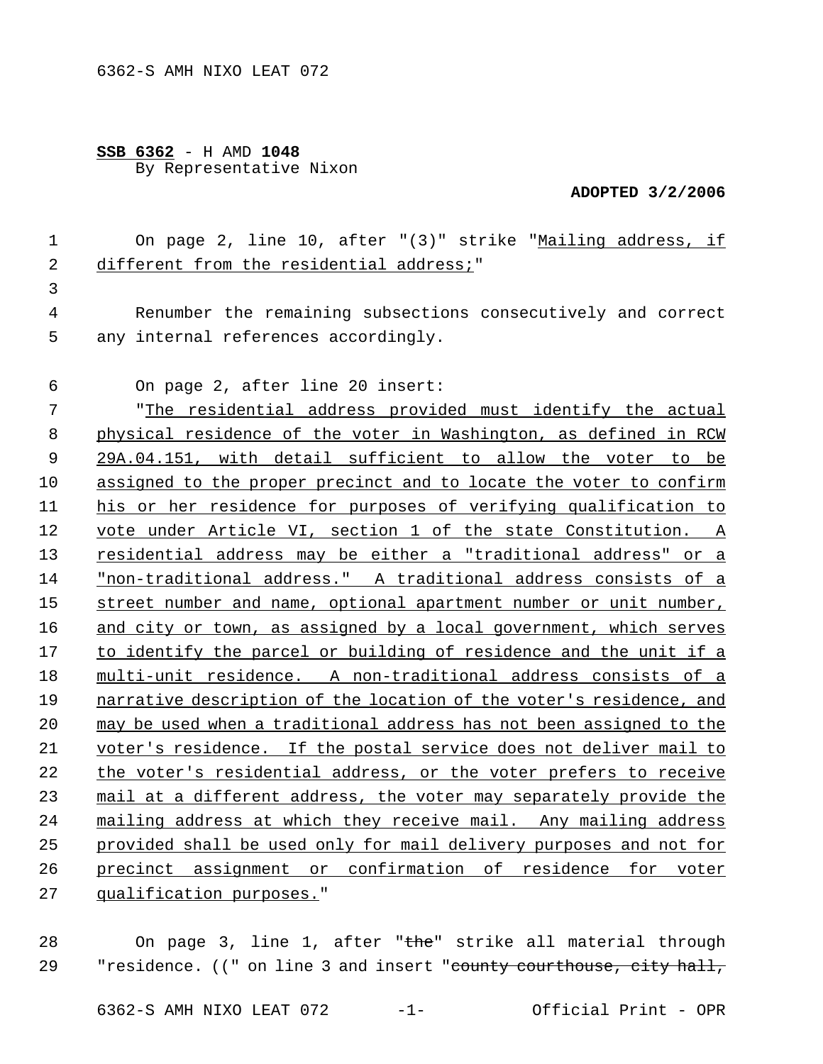**SSB 6362** - H AMD **1048**
By Representative Nixon

**ADOPTED 3/2/2006**

On page 2, line 10, after "(3)" strike "<u>Mailing address, if different from the residential address;</u>"

Renumber the remaining subsections consecutively and correct any internal references accordingly.

On page 2, after line 20 insert:

"<u>The residential address provided must identify the actual physical residence of the voter in Washington, as defined in RCW 29A.04.151, with detail sufficient to allow the voter to be assigned to the proper precinct and to locate the voter to confirm his or her residence for purposes of verifying qualification to vote under Article VI, section 1 of the state Constitution. A residential address may be either a "traditional address" or a "non-traditional address." A traditional address consists of a street number and name, optional apartment number or unit number, and city or town, as assigned by a local government, which serves to identify the parcel or building of residence and the unit if a multi-unit residence. A non-traditional address consists of a narrative description of the location of the voter's residence, and may be used when a traditional address has not been assigned to the voter's residence. If the postal service does not deliver mail to the voter's residential address, or the voter prefers to receive mail at a different address, the voter may separately provide the mailing address at which they receive mail. Any mailing address provided shall be used only for mail delivery purposes and not for precinct assignment or confirmation of residence for voter qualification purposes.</u>"

On page 3, line 1, after "~~the~~" strike all material through "residence. ((" on line 3 and insert "~~county courthouse, city hall,~~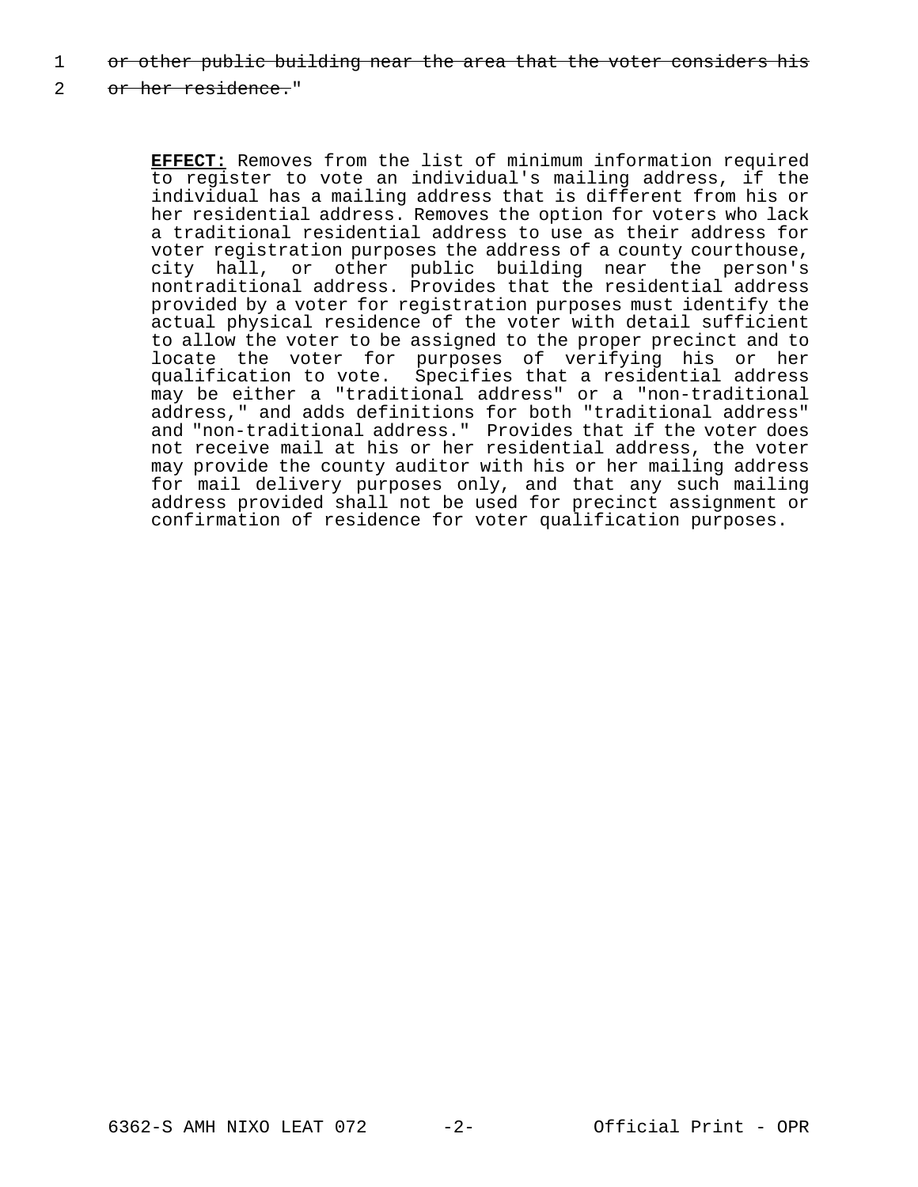~~or other public building near the area that the voter considers his or her residence.~~"

**EFFECT:** Removes from the list of minimum information required to register to vote an individual's mailing address, if the individual has a mailing address that is different from his or her residential address. Removes the option for voters who lack a traditional residential address to use as their address for voter registration purposes the address of a county courthouse, city hall, or other public building near the person's nontraditional address. Provides that the residential address provided by a voter for registration purposes must identify the actual physical residence of the voter with detail sufficient to allow the voter to be assigned to the proper precinct and to locate the voter for purposes of verifying his or her qualification to vote. Specifies that a residential address may be either a "traditional address" or a "non-traditional address," and adds definitions for both "traditional address" and "non-traditional address." Provides that if the voter does not receive mail at his or her residential address, the voter may provide the county auditor with his or her mailing address for mail delivery purposes only, and that any such mailing address provided shall not be used for precinct assignment or confirmation of residence for voter qualification purposes.